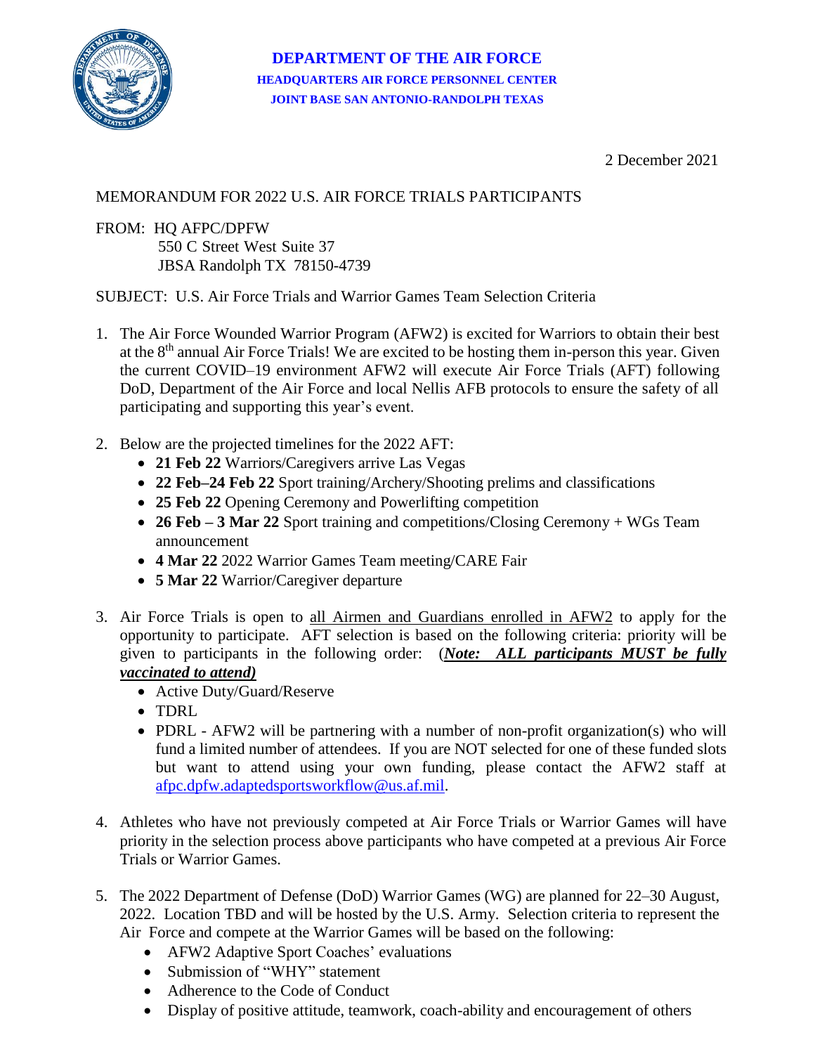**DEPARTMENT OF THE AIR FORCE**
**HEADQUARTERS AIR FORCE PERSONNEL CENTER**
**JOINT BASE SAN ANTONIO-RANDOLPH TEXAS**

2 December 2021

MEMORANDUM FOR 2022 U.S. AIR FORCE TRIALS PARTICIPANTS

FROM: HQ AFPC/DPFW
550 C Street West Suite 37
JBSA Randolph TX 78150-4739

SUBJECT: U.S. Air Force Trials and Warrior Games Team Selection Criteria

1. The Air Force Wounded Warrior Program (AFW2) is excited for Warriors to obtain their best at the 8th annual Air Force Trials! We are excited to be hosting them in-person this year. Given the current COVID–19 environment AFW2 will execute Air Force Trials (AFT) following DoD, Department of the Air Force and local Nellis AFB protocols to ensure the safety of all participating and supporting this year's event.

2. Below are the projected timelines for the 2022 AFT:
   - **21 Feb 22** Warriors/Caregivers arrive Las Vegas
   - **22 Feb–24 Feb 22** Sport training/Archery/Shooting prelims and classifications
   - **25 Feb 22** Opening Ceremony and Powerlifting competition
   - **26 Feb – 3 Mar 22** Sport training and competitions/Closing Ceremony + WGs Team announcement
   - **4 Mar 22** 2022 Warrior Games Team meeting/CARE Fair
   - **5 Mar 22** Warrior/Caregiver departure

3. Air Force Trials is open to <u>all Airmen and Guardians enrolled in AFW2</u> to apply for the opportunity to participate. AFT selection is based on the following criteria: priority will be given to participants in the following order: (***<u>Note: ALL participants MUST be fully vaccinated to attend)</u>***
   - Active Duty/Guard/Reserve
   - TDRL
   - PDRL - AFW2 will be partnering with a number of non-profit organization(s) who will fund a limited number of attendees. If you are NOT selected for one of these funded slots but want to attend using your own funding, please contact the AFW2 staff at afpc.dpfw.adaptedsportsworkflow@us.af.mil.

4. Athletes who have not previously competed at Air Force Trials or Warrior Games will have priority in the selection process above participants who have competed at a previous Air Force Trials or Warrior Games.

5. The 2022 Department of Defense (DoD) Warrior Games (WG) are planned for 22–30 August, 2022. Location TBD and will be hosted by the U.S. Army. Selection criteria to represent the Air Force and compete at the Warrior Games will be based on the following:
   - AFW2 Adaptive Sport Coaches' evaluations
   - Submission of "WHY" statement
   - Adherence to the Code of Conduct
   - Display of positive attitude, teamwork, coach-ability and encouragement of others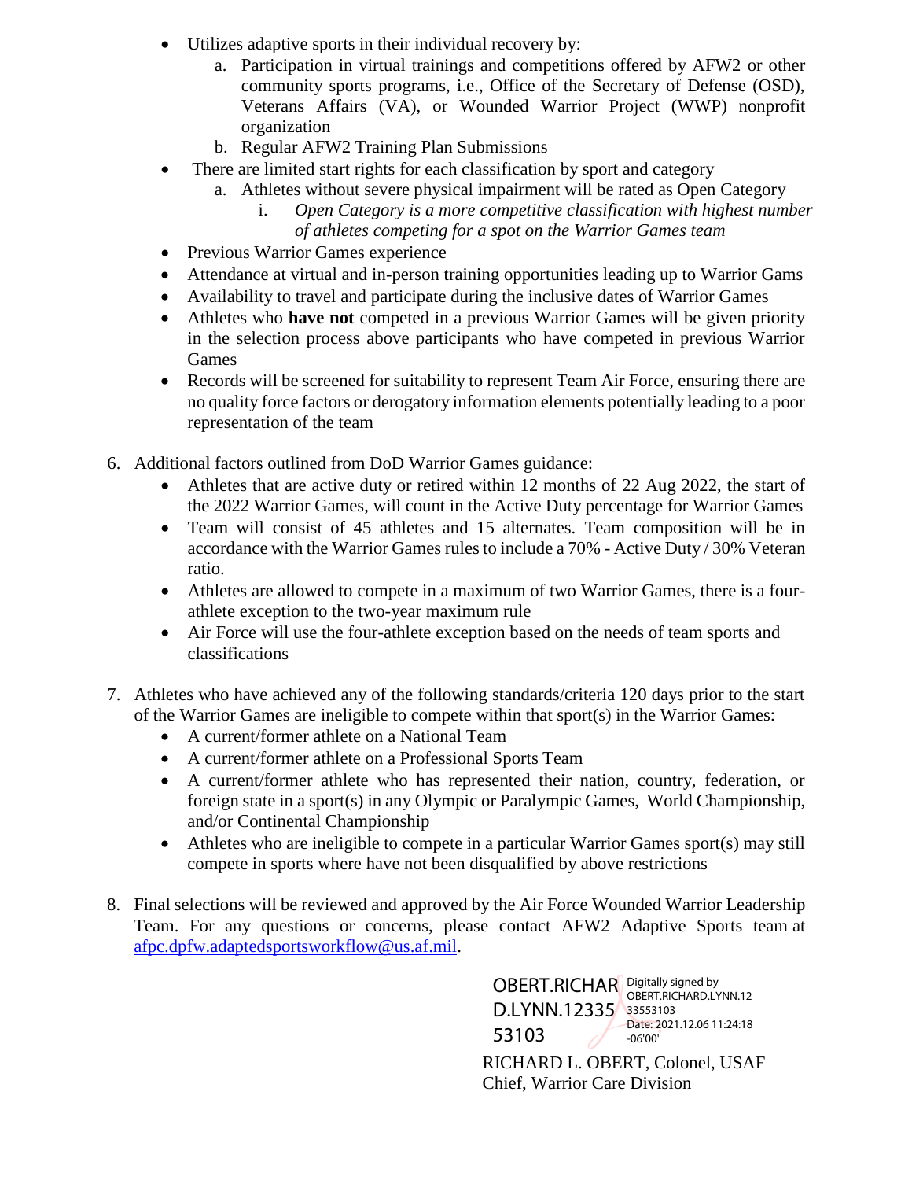- Utilizes adaptive sports in their individual recovery by:
    a. Participation in virtual trainings and competitions offered by AFW2 or other community sports programs, i.e., Office of the Secretary of Defense (OSD), Veterans Affairs (VA), or Wounded Warrior Project (WWP) nonprofit organization
    b. Regular AFW2 Training Plan Submissions
- There are limited start rights for each classification by sport and category
    a. Athletes without severe physical impairment will be rated as Open Category
        i. *Open Category is a more competitive classification with highest number of athletes competing for a spot on the Warrior Games team*
- Previous Warrior Games experience
- Attendance at virtual and in-person training opportunities leading up to Warrior Gams
- Availability to travel and participate during the inclusive dates of Warrior Games
- Athletes who **have not** competed in a previous Warrior Games will be given priority in the selection process above participants who have competed in previous Warrior Games
- Records will be screened for suitability to represent Team Air Force, ensuring there are no quality force factors or derogatory information elements potentially leading to a poor representation of the team

6. Additional factors outlined from DoD Warrior Games guidance:
    - Athletes that are active duty or retired within 12 months of 22 Aug 2022, the start of the 2022 Warrior Games, will count in the Active Duty percentage for Warrior Games
    - Team will consist of 45 athletes and 15 alternates. Team composition will be in accordance with the Warrior Games rules to include a 70% - Active Duty / 30% Veteran ratio.
    - Athletes are allowed to compete in a maximum of two Warrior Games, there is a four-athlete exception to the two-year maximum rule
    - Air Force will use the four-athlete exception based on the needs of team sports and classifications

7. Athletes who have achieved any of the following standards/criteria 120 days prior to the start of the Warrior Games are ineligible to compete within that sport(s) in the Warrior Games:
    - A current/former athlete on a National Team
    - A current/former athlete on a Professional Sports Team
    - A current/former athlete who has represented their nation, country, federation, or foreign state in a sport(s) in any Olympic or Paralympic Games, World Championship, and/or Continental Championship
    - Athletes who are ineligible to compete in a particular Warrior Games sport(s) may still compete in sports where have not been disqualified by above restrictions

8. Final selections will be reviewed and approved by the Air Force Wounded Warrior Leadership Team. For any questions or concerns, please contact AFW2 Adaptive Sports team at afpc.dpfw.adaptedsportsworkflow@us.af.mil.

OBERT.RICHARD.LYNN.1233553103

Digitally signed by OBERT.RICHARD.LYNN.1233553103
Date: 2021.12.06 11:24:18 -06'00'

RICHARD L. OBERT, Colonel, USAF
Chief, Warrior Care Division